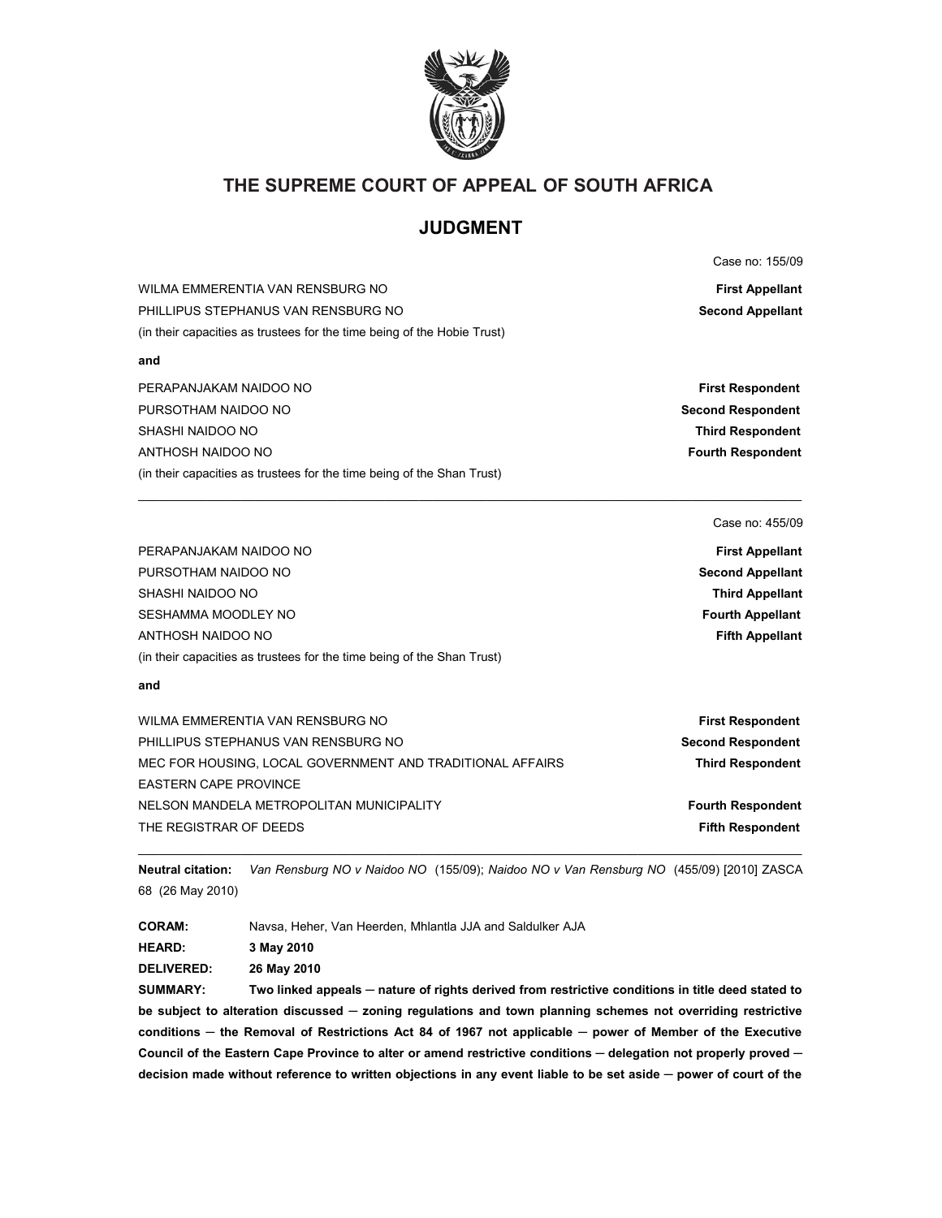# THE SUPREME COURT OF APPEAL OF SOUTH AFRICA

## JUDGMENT

Case no: 155/09

WILMA EMMERENTIA VAN RENSBURG NO **First Appellant**

PHILLIPUS STEPHANUS VAN RENSBURG NO **Second Appellant**

(in their capacities as trustees for the time being of the Hobie Trust)

**and**

PERAPANJAKAM NAIDOO NO **First Respondent**

PURSOTHAM NAIDOO NO **Second Respondent**

SHASHI NAIDOO NO **Third Respondent**

ANTHOSH NAIDOO NO **Fourth Respondent**

(in their capacities as trustees for the time being of the Shan Trust)

---

Case no: 455/09

PERAPANJAKAM NAIDOO NO **First Appellant**

PURSOTHAM NAIDOO NO **Second Appellant**

SHASHI NAIDOO NO **Third Appellant**

SESHAMMA MOODLEY NO **Fourth Appellant**

ANTHOSH NAIDOO NO **Fifth Appellant**

(in their capacities as trustees for the time being of the Shan Trust)

**and**

WILMA EMMERENTIA VAN RENSBURG NO **First Respondent**

PHILLIPUS STEPHANUS VAN RENSBURG NO **Second Respondent**

MEC FOR HOUSING, LOCAL GOVERNMENT AND TRADITIONAL AFFAIRS EASTERN CAPE PROVINCE **Third Respondent**

NELSON MANDELA METROPOLITAN MUNICIPALITY **Fourth Respondent**

THE REGISTRAR OF DEEDS **Fifth Respondent**

---

**Neutral citation:** *Van Rensburg NO v Naidoo NO* (155/09); *Naidoo NO v Van Rensburg NO* (455/09) [2010] ZASCA 68 (26 May 2010)

**CORAM:** Navsa, Heher, Van Heerden, Mhlantla JJA and Saldulker AJA

**HEARD:** **3 May 2010**

**DELIVERED:** **26 May 2010**

**SUMMARY:** **Two linked appeals ─ nature of rights derived from restrictive conditions in title deed stated to be subject to alteration discussed ─ zoning regulations and town planning schemes not overriding restrictive conditions ─ the Removal of Restrictions Act 84 of 1967 not applicable ─ power of Member of the Executive Council of the Eastern Cape Province to alter or amend restrictive conditions ─ delegation not properly proved ─ decision made without reference to written objections in any event liable to be set aside ─ power of court of the**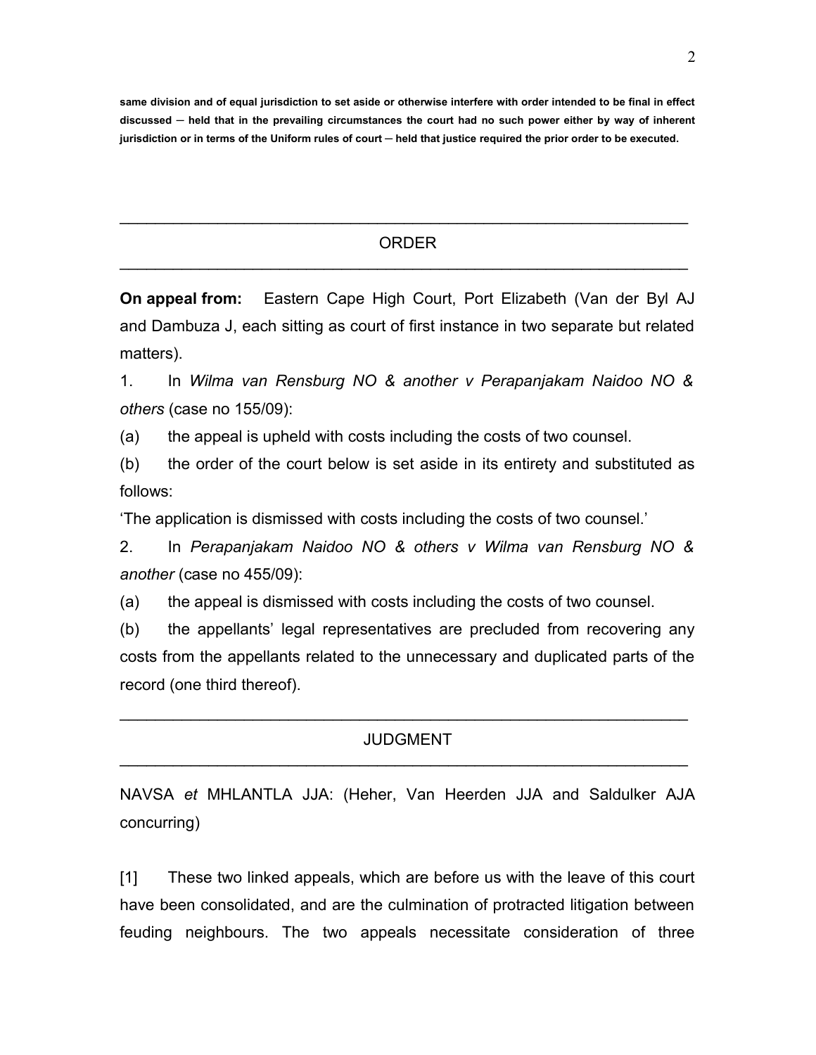**same division and of equal jurisdiction to set aside or otherwise interfere with order intended to be final in effect discussed ─ held that in the prevailing circumstances the court had no such power either by way of inherent jurisdiction or in terms of the Uniform rules of court ─ held that justice required the prior order to be executed.**

---

ORDER

---

**On appeal from:** Eastern Cape High Court, Port Elizabeth (Van der Byl AJ and Dambuza J, each sitting as court of first instance in two separate but related matters).

1. In *Wilma van Rensburg NO & another v Perapanjakam Naidoo NO & others* (case no 155/09):

(a) the appeal is upheld with costs including the costs of two counsel.

(b) the order of the court below is set aside in its entirety and substituted as follows:

'The application is dismissed with costs including the costs of two counsel.'

2. In *Perapanjakam Naidoo NO & others v Wilma van Rensburg NO & another* (case no 455/09):

(a) the appeal is dismissed with costs including the costs of two counsel.

(b) the appellants' legal representatives are precluded from recovering any costs from the appellants related to the unnecessary and duplicated parts of the record (one third thereof).

---

JUDGMENT

---

NAVSA *et* MHLANTLA JJA: (Heher, Van Heerden JJA and Saldulker AJA concurring)

[1] These two linked appeals, which are before us with the leave of this court have been consolidated, and are the culmination of protracted litigation between feuding neighbours. The two appeals necessitate consideration of three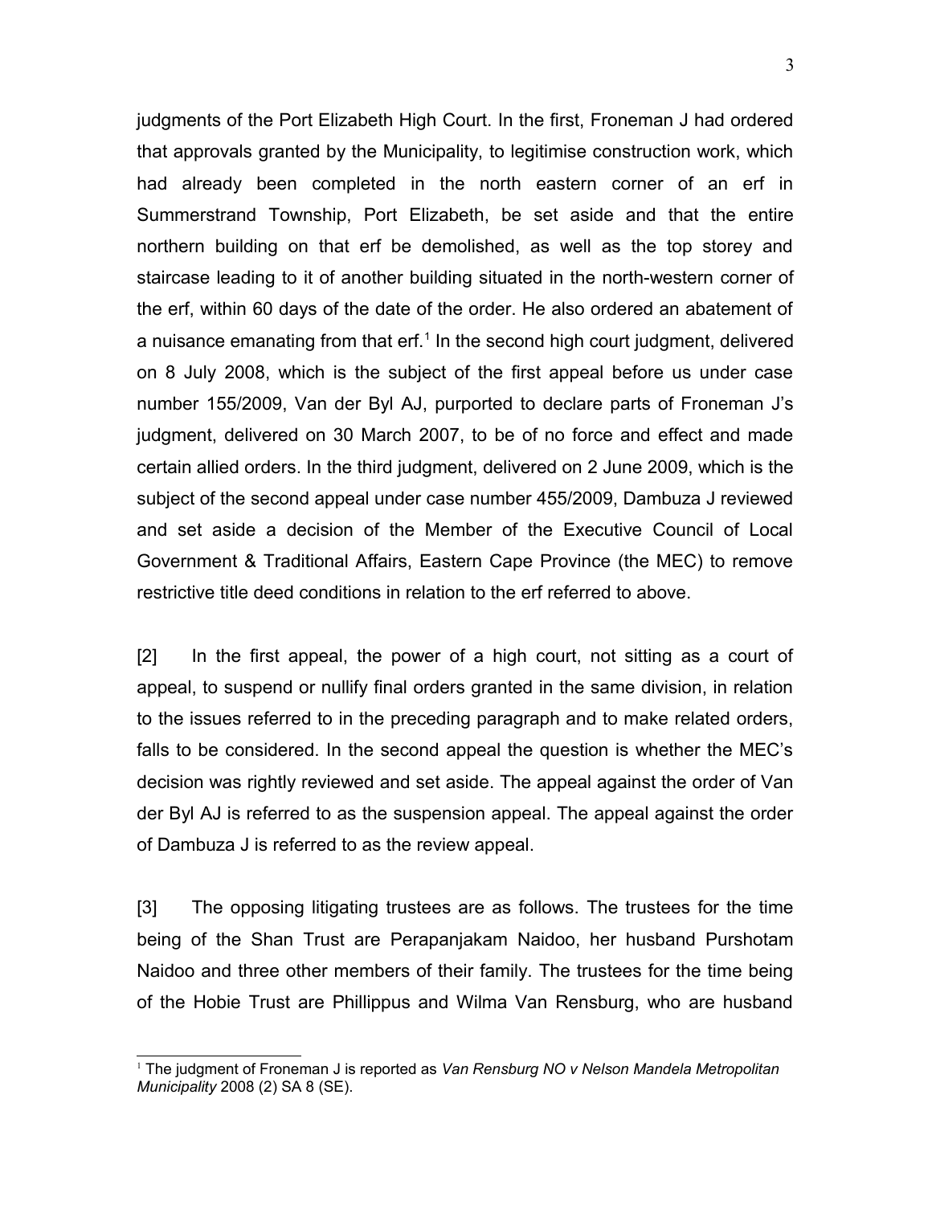judgments of the Port Elizabeth High Court. In the first, Froneman J had ordered that approvals granted by the Municipality, to legitimise construction work, which had already been completed in the north eastern corner of an erf in Summerstrand Township, Port Elizabeth, be set aside and that the entire northern building on that erf be demolished, as well as the top storey and staircase leading to it of another building situated in the north-western corner of the erf, within 60 days of the date of the order. He also ordered an abatement of a nuisance emanating from that erf.[1] In the second high court judgment, delivered on 8 July 2008, which is the subject of the first appeal before us under case number 155/2009, Van der Byl AJ, purported to declare parts of Froneman J's judgment, delivered on 30 March 2007, to be of no force and effect and made certain allied orders. In the third judgment, delivered on 2 June 2009, which is the subject of the second appeal under case number 455/2009, Dambuza J reviewed and set aside a decision of the Member of the Executive Council of Local Government & Traditional Affairs, Eastern Cape Province (the MEC) to remove restrictive title deed conditions in relation to the erf referred to above.

[2] In the first appeal, the power of a high court, not sitting as a court of appeal, to suspend or nullify final orders granted in the same division, in relation to the issues referred to in the preceding paragraph and to make related orders, falls to be considered. In the second appeal the question is whether the MEC's decision was rightly reviewed and set aside. The appeal against the order of Van der Byl AJ is referred to as the suspension appeal. The appeal against the order of Dambuza J is referred to as the review appeal.

[3] The opposing litigating trustees are as follows. The trustees for the time being of the Shan Trust are Perapanjakam Naidoo, her husband Purshotam Naidoo and three other members of their family. The trustees for the time being of the Hobie Trust are Phillippus and Wilma Van Rensburg, who are husband

[1] The judgment of Froneman J is reported as *Van Rensburg NO v Nelson Mandela Metropolitan Municipality* 2008 (2) SA 8 (SE).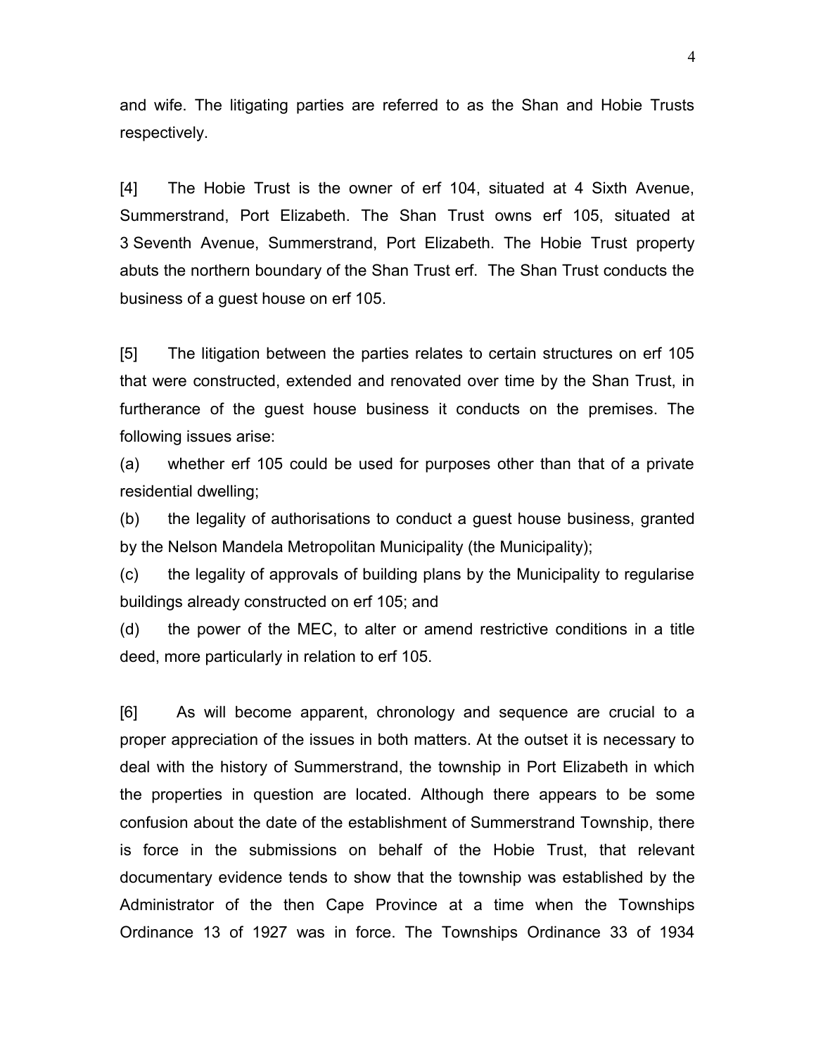and wife. The litigating parties are referred to as the Shan and Hobie Trusts respectively.

[4] The Hobie Trust is the owner of erf 104, situated at 4 Sixth Avenue, Summerstrand, Port Elizabeth. The Shan Trust owns erf 105, situated at 3 Seventh Avenue, Summerstrand, Port Elizabeth. The Hobie Trust property abuts the northern boundary of the Shan Trust erf. The Shan Trust conducts the business of a guest house on erf 105.

[5] The litigation between the parties relates to certain structures on erf 105 that were constructed, extended and renovated over time by the Shan Trust, in furtherance of the guest house business it conducts on the premises. The following issues arise:

(a) whether erf 105 could be used for purposes other than that of a private residential dwelling;

(b) the legality of authorisations to conduct a guest house business, granted by the Nelson Mandela Metropolitan Municipality (the Municipality);

(c) the legality of approvals of building plans by the Municipality to regularise buildings already constructed on erf 105; and

(d) the power of the MEC, to alter or amend restrictive conditions in a title deed, more particularly in relation to erf 105.

[6] As will become apparent, chronology and sequence are crucial to a proper appreciation of the issues in both matters. At the outset it is necessary to deal with the history of Summerstrand, the township in Port Elizabeth in which the properties in question are located. Although there appears to be some confusion about the date of the establishment of Summerstrand Township, there is force in the submissions on behalf of the Hobie Trust, that relevant documentary evidence tends to show that the township was established by the Administrator of the then Cape Province at a time when the Townships Ordinance 13 of 1927 was in force. The Townships Ordinance 33 of 1934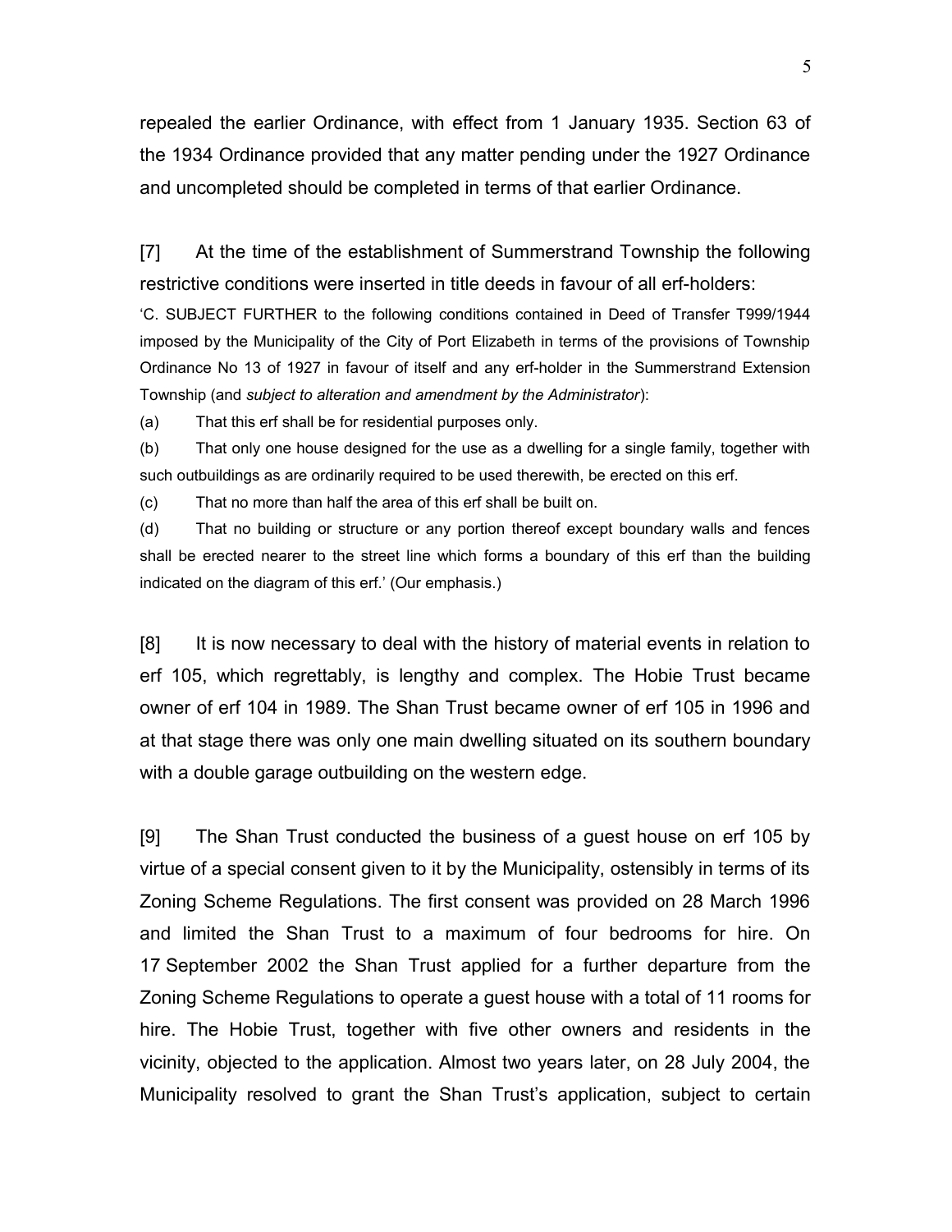repealed the earlier Ordinance, with effect from 1 January 1935. Section 63 of the 1934 Ordinance provided that any matter pending under the 1927 Ordinance and uncompleted should be completed in terms of that earlier Ordinance.

[7] At the time of the establishment of Summerstrand Township the following restrictive conditions were inserted in title deeds in favour of all erf-holders:

'C. SUBJECT FURTHER to the following conditions contained in Deed of Transfer T999/1944 imposed by the Municipality of the City of Port Elizabeth in terms of the provisions of Township Ordinance No 13 of 1927 in favour of itself and any erf-holder in the Summerstrand Extension Township (and *subject to alteration and amendment by the Administrator*):

(a) That this erf shall be for residential purposes only.

(b) That only one house designed for the use as a dwelling for a single family, together with such outbuildings as are ordinarily required to be used therewith, be erected on this erf.

(c) That no more than half the area of this erf shall be built on.

(d) That no building or structure or any portion thereof except boundary walls and fences shall be erected nearer to the street line which forms a boundary of this erf than the building indicated on the diagram of this erf.' (Our emphasis.)

[8] It is now necessary to deal with the history of material events in relation to erf 105, which regrettably, is lengthy and complex. The Hobie Trust became owner of erf 104 in 1989. The Shan Trust became owner of erf 105 in 1996 and at that stage there was only one main dwelling situated on its southern boundary with a double garage outbuilding on the western edge.

[9] The Shan Trust conducted the business of a guest house on erf 105 by virtue of a special consent given to it by the Municipality, ostensibly in terms of its Zoning Scheme Regulations. The first consent was provided on 28 March 1996 and limited the Shan Trust to a maximum of four bedrooms for hire. On 17 September 2002 the Shan Trust applied for a further departure from the Zoning Scheme Regulations to operate a guest house with a total of 11 rooms for hire. The Hobie Trust, together with five other owners and residents in the vicinity, objected to the application. Almost two years later, on 28 July 2004, the Municipality resolved to grant the Shan Trust's application, subject to certain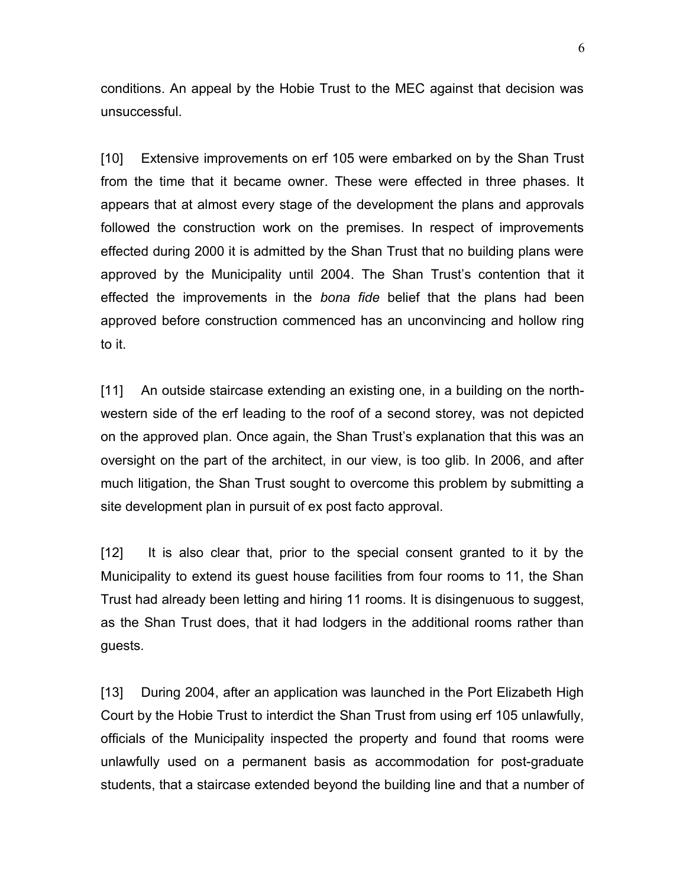conditions. An appeal by the Hobie Trust to the MEC against that decision was unsuccessful.

[10] Extensive improvements on erf 105 were embarked on by the Shan Trust from the time that it became owner. These were effected in three phases. It appears that at almost every stage of the development the plans and approvals followed the construction work on the premises. In respect of improvements effected during 2000 it is admitted by the Shan Trust that no building plans were approved by the Municipality until 2004. The Shan Trust's contention that it effected the improvements in the *bona fide* belief that the plans had been approved before construction commenced has an unconvincing and hollow ring to it.

[11] An outside staircase extending an existing one, in a building on the north-western side of the erf leading to the roof of a second storey, was not depicted on the approved plan. Once again, the Shan Trust's explanation that this was an oversight on the part of the architect, in our view, is too glib. In 2006, and after much litigation, the Shan Trust sought to overcome this problem by submitting a site development plan in pursuit of ex post facto approval.

[12] It is also clear that, prior to the special consent granted to it by the Municipality to extend its guest house facilities from four rooms to 11, the Shan Trust had already been letting and hiring 11 rooms. It is disingenuous to suggest, as the Shan Trust does, that it had lodgers in the additional rooms rather than guests.

[13] During 2004, after an application was launched in the Port Elizabeth High Court by the Hobie Trust to interdict the Shan Trust from using erf 105 unlawfully, officials of the Municipality inspected the property and found that rooms were unlawfully used on a permanent basis as accommodation for post-graduate students, that a staircase extended beyond the building line and that a number of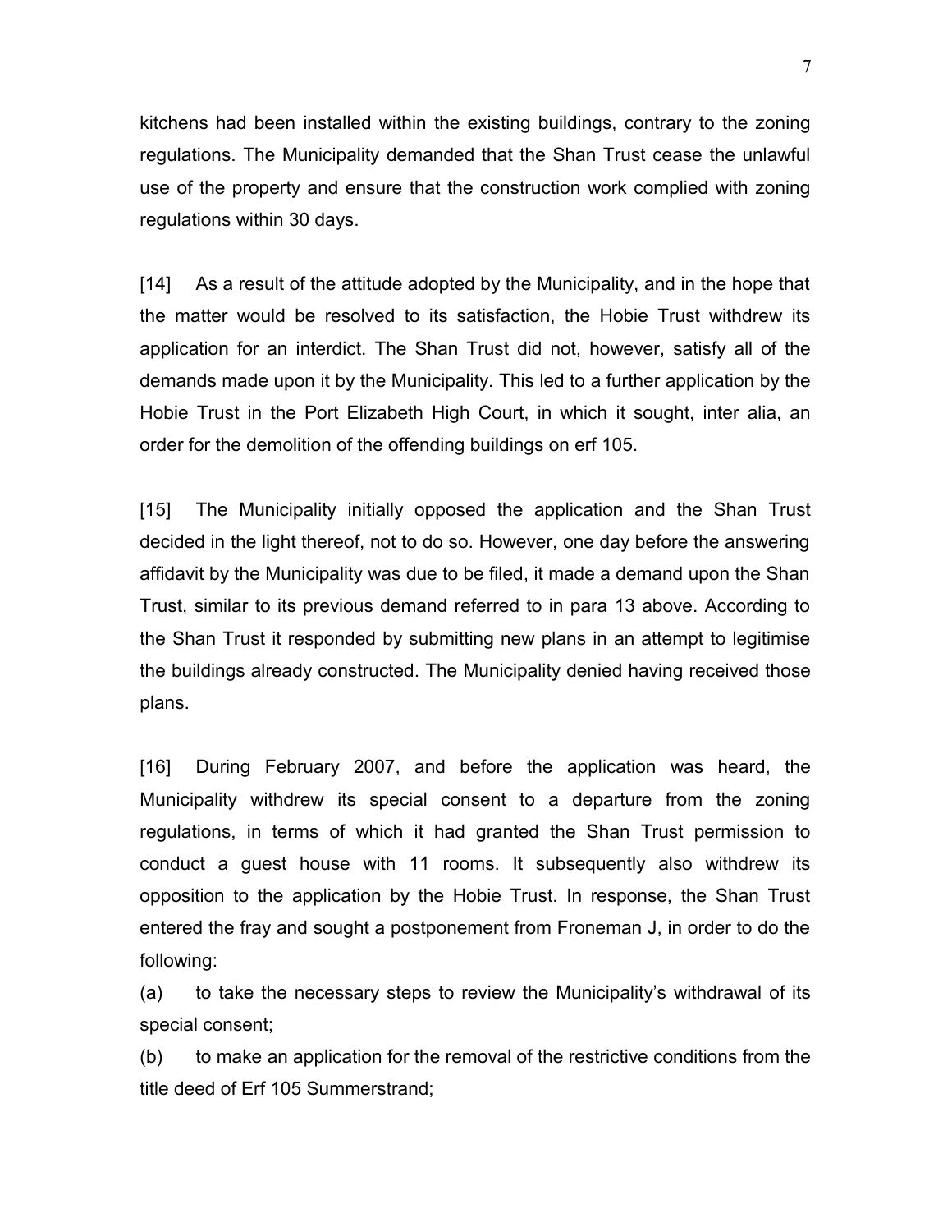kitchens had been installed within the existing buildings, contrary to the zoning regulations. The Municipality demanded that the Shan Trust cease the unlawful use of the property and ensure that the construction work complied with zoning regulations within 30 days.

[14] As a result of the attitude adopted by the Municipality, and in the hope that the matter would be resolved to its satisfaction, the Hobie Trust withdrew its application for an interdict. The Shan Trust did not, however, satisfy all of the demands made upon it by the Municipality. This led to a further application by the Hobie Trust in the Port Elizabeth High Court, in which it sought, inter alia, an order for the demolition of the offending buildings on erf 105.

[15] The Municipality initially opposed the application and the Shan Trust decided in the light thereof, not to do so. However, one day before the answering affidavit by the Municipality was due to be filed, it made a demand upon the Shan Trust, similar to its previous demand referred to in para 13 above. According to the Shan Trust it responded by submitting new plans in an attempt to legitimise the buildings already constructed. The Municipality denied having received those plans.

[16] During February 2007, and before the application was heard, the Municipality withdrew its special consent to a departure from the zoning regulations, in terms of which it had granted the Shan Trust permission to conduct a guest house with 11 rooms. It subsequently also withdrew its opposition to the application by the Hobie Trust. In response, the Shan Trust entered the fray and sought a postponement from Froneman J, in order to do the following:

(a) to take the necessary steps to review the Municipality's withdrawal of its special consent;

(b) to make an application for the removal of the restrictive conditions from the title deed of Erf 105 Summerstrand;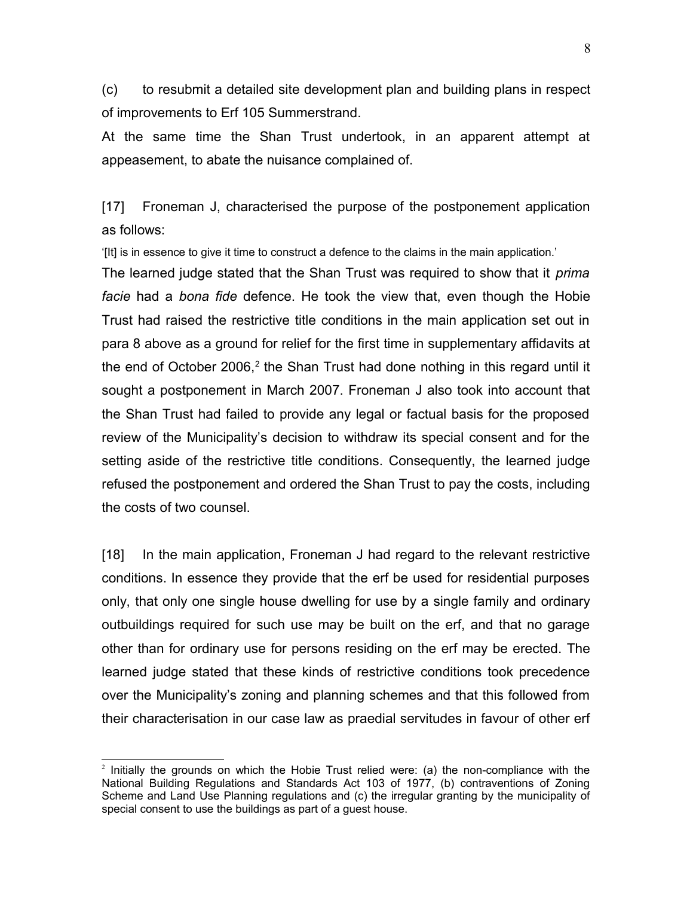(c) to resubmit a detailed site development plan and building plans in respect of improvements to Erf 105 Summerstrand.

At the same time the Shan Trust undertook, in an apparent attempt at appeasement, to abate the nuisance complained of.

[17] Froneman J, characterised the purpose of the postponement application as follows:

'[It] is in essence to give it time to construct a defence to the claims in the main application.'

The learned judge stated that the Shan Trust was required to show that it *prima facie* had a *bona fide* defence. He took the view that, even though the Hobie Trust had raised the restrictive title conditions in the main application set out in para 8 above as a ground for relief for the first time in supplementary affidavits at the end of October 2006,[2] the Shan Trust had done nothing in this regard until it sought a postponement in March 2007. Froneman J also took into account that the Shan Trust had failed to provide any legal or factual basis for the proposed review of the Municipality's decision to withdraw its special consent and for the setting aside of the restrictive title conditions. Consequently, the learned judge refused the postponement and ordered the Shan Trust to pay the costs, including the costs of two counsel.

[18] In the main application, Froneman J had regard to the relevant restrictive conditions. In essence they provide that the erf be used for residential purposes only, that only one single house dwelling for use by a single family and ordinary outbuildings required for such use may be built on the erf, and that no garage other than for ordinary use for persons residing on the erf may be erected. The learned judge stated that these kinds of restrictive conditions took precedence over the Municipality's zoning and planning schemes and that this followed from their characterisation in our case law as praedial servitudes in favour of other erf

---

[2] Initially the grounds on which the Hobie Trust relied were: (a) the non-compliance with the National Building Regulations and Standards Act 103 of 1977, (b) contraventions of Zoning Scheme and Land Use Planning regulations and (c) the irregular granting by the municipality of special consent to use the buildings as part of a guest house.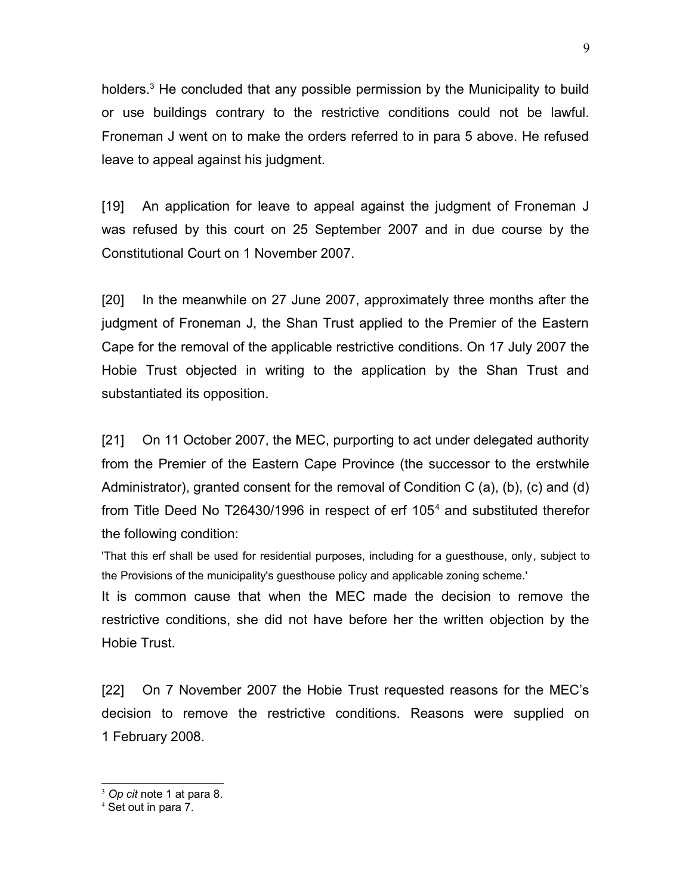holders.[3] He concluded that any possible permission by the Municipality to build or use buildings contrary to the restrictive conditions could not be lawful. Froneman J went on to make the orders referred to in para 5 above. He refused leave to appeal against his judgment.

[19] An application for leave to appeal against the judgment of Froneman J was refused by this court on 25 September 2007 and in due course by the Constitutional Court on 1 November 2007.

[20] In the meanwhile on 27 June 2007, approximately three months after the judgment of Froneman J, the Shan Trust applied to the Premier of the Eastern Cape for the removal of the applicable restrictive conditions. On 17 July 2007 the Hobie Trust objected in writing to the application by the Shan Trust and substantiated its opposition.

[21] On 11 October 2007, the MEC, purporting to act under delegated authority from the Premier of the Eastern Cape Province (the successor to the erstwhile Administrator), granted consent for the removal of Condition C (a), (b), (c) and (d) from Title Deed No T26430/1996 in respect of erf 105[4] and substituted therefor the following condition:

'That this erf shall be used for residential purposes, including for a guesthouse, only, subject to the Provisions of the municipality's guesthouse policy and applicable zoning scheme.'

It is common cause that when the MEC made the decision to remove the restrictive conditions, she did not have before her the written objection by the Hobie Trust.

[22] On 7 November 2007 the Hobie Trust requested reasons for the MEC's decision to remove the restrictive conditions. Reasons were supplied on 1 February 2008.

---

[3] *Op cit* note 1 at para 8.

[4] Set out in para 7.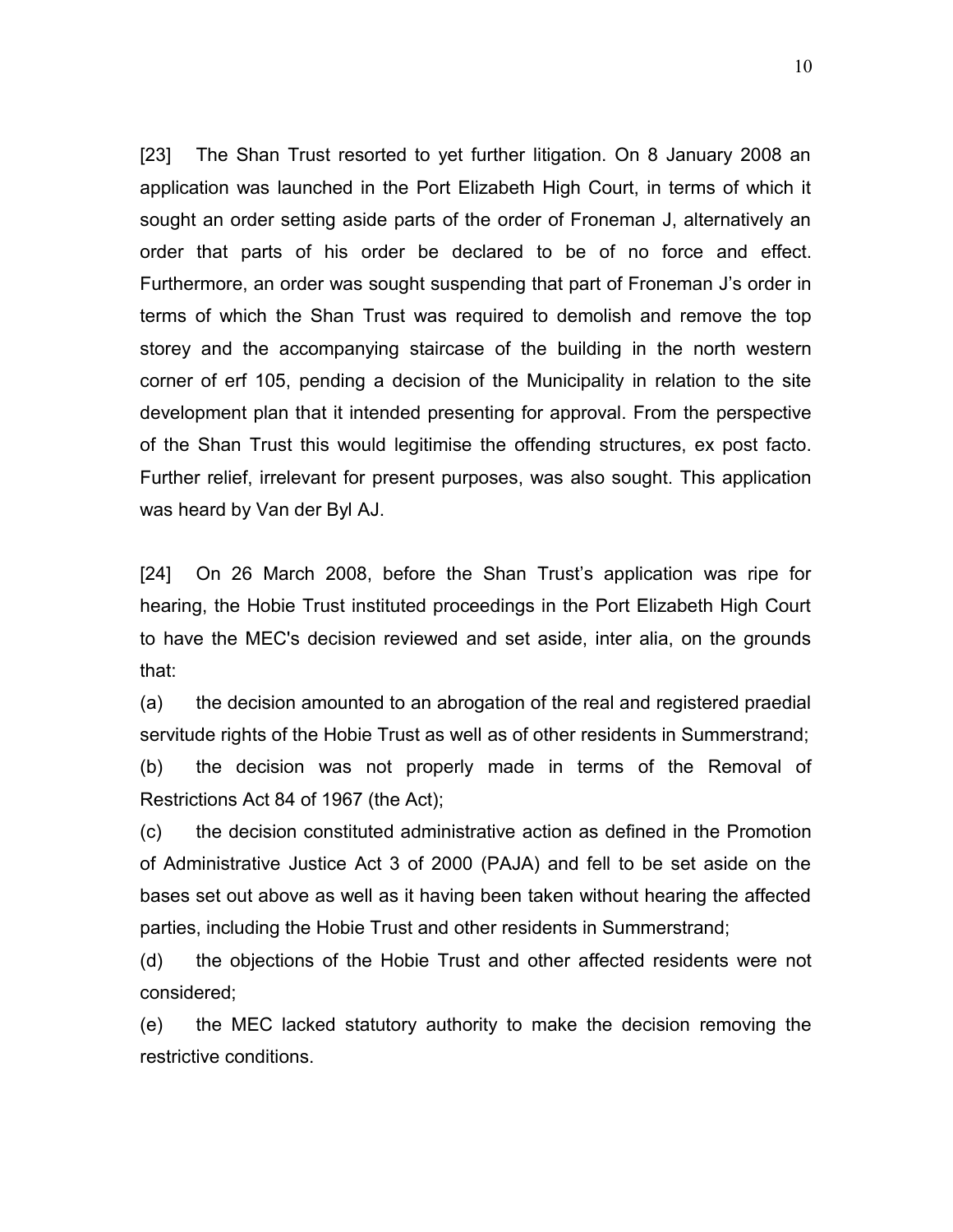[23] The Shan Trust resorted to yet further litigation. On 8 January 2008 an application was launched in the Port Elizabeth High Court, in terms of which it sought an order setting aside parts of the order of Froneman J, alternatively an order that parts of his order be declared to be of no force and effect. Furthermore, an order was sought suspending that part of Froneman J's order in terms of which the Shan Trust was required to demolish and remove the top storey and the accompanying staircase of the building in the north western corner of erf 105, pending a decision of the Municipality in relation to the site development plan that it intended presenting for approval. From the perspective of the Shan Trust this would legitimise the offending structures, ex post facto. Further relief, irrelevant for present purposes, was also sought. This application was heard by Van der Byl AJ.

[24] On 26 March 2008, before the Shan Trust's application was ripe for hearing, the Hobie Trust instituted proceedings in the Port Elizabeth High Court to have the MEC's decision reviewed and set aside, inter alia, on the grounds that:

(a) the decision amounted to an abrogation of the real and registered praedial servitude rights of the Hobie Trust as well as of other residents in Summerstrand;

(b) the decision was not properly made in terms of the Removal of Restrictions Act 84 of 1967 (the Act);

(c) the decision constituted administrative action as defined in the Promotion of Administrative Justice Act 3 of 2000 (PAJA) and fell to be set aside on the bases set out above as well as it having been taken without hearing the affected parties, including the Hobie Trust and other residents in Summerstrand;

(d) the objections of the Hobie Trust and other affected residents were not considered;

(e) the MEC lacked statutory authority to make the decision removing the restrictive conditions.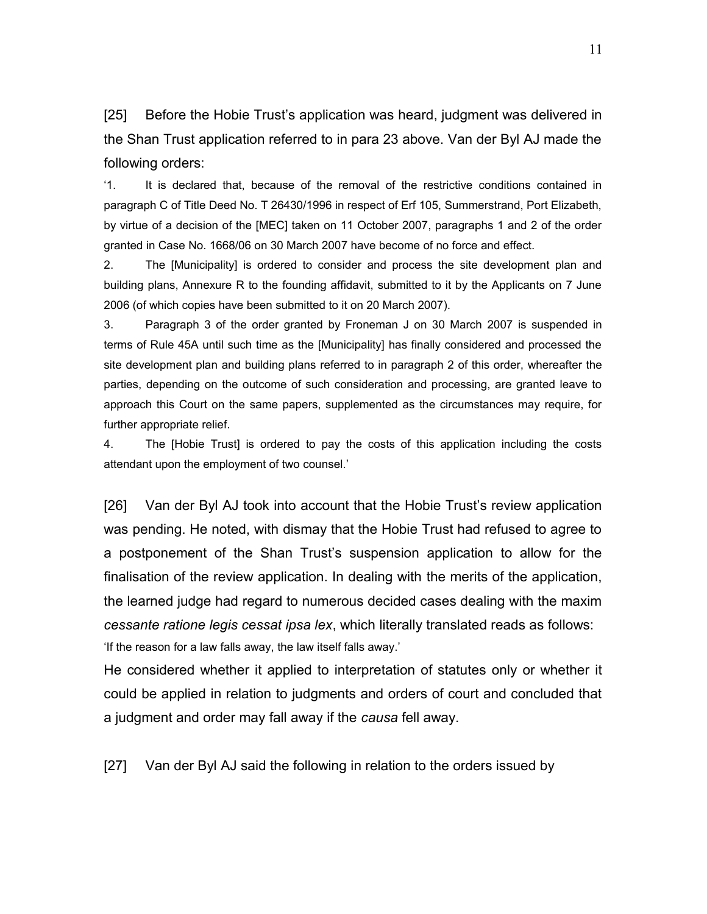[25] Before the Hobie Trust's application was heard, judgment was delivered in the Shan Trust application referred to in para 23 above. Van der Byl AJ made the following orders:

'1. It is declared that, because of the removal of the restrictive conditions contained in paragraph C of Title Deed No. T 26430/1996 in respect of Erf 105, Summerstrand, Port Elizabeth, by virtue of a decision of the [MEC] taken on 11 October 2007, paragraphs 1 and 2 of the order granted in Case No. 1668/06 on 30 March 2007 have become of no force and effect.

2. The [Municipality] is ordered to consider and process the site development plan and building plans, Annexure R to the founding affidavit, submitted to it by the Applicants on 7 June 2006 (of which copies have been submitted to it on 20 March 2007).

3. Paragraph 3 of the order granted by Froneman J on 30 March 2007 is suspended in terms of Rule 45A until such time as the [Municipality] has finally considered and processed the site development plan and building plans referred to in paragraph 2 of this order, whereafter the parties, depending on the outcome of such consideration and processing, are granted leave to approach this Court on the same papers, supplemented as the circumstances may require, for further appropriate relief.

4. The [Hobie Trust] is ordered to pay the costs of this application including the costs attendant upon the employment of two counsel.'

[26] Van der Byl AJ took into account that the Hobie Trust's review application was pending. He noted, with dismay that the Hobie Trust had refused to agree to a postponement of the Shan Trust's suspension application to allow for the finalisation of the review application. In dealing with the merits of the application, the learned judge had regard to numerous decided cases dealing with the maxim *cessante ratione legis cessat ipsa lex*, which literally translated reads as follows:

'If the reason for a law falls away, the law itself falls away.'

He considered whether it applied to interpretation of statutes only or whether it could be applied in relation to judgments and orders of court and concluded that a judgment and order may fall away if the *causa* fell away.

[27] Van der Byl AJ said the following in relation to the orders issued by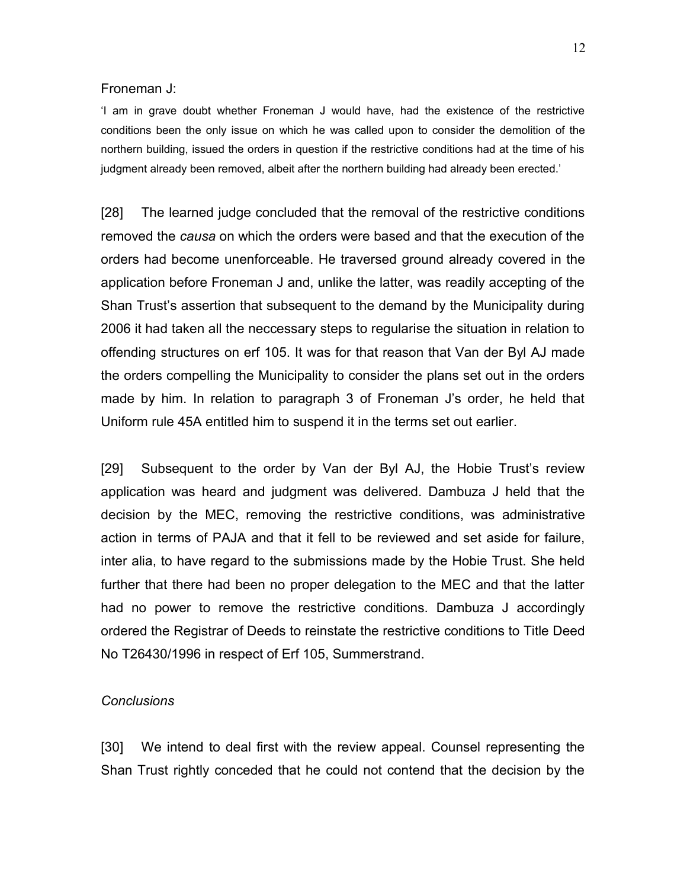Froneman J:

'I am in grave doubt whether Froneman J would have, had the existence of the restrictive conditions been the only issue on which he was called upon to consider the demolition of the northern building, issued the orders in question if the restrictive conditions had at the time of his judgment already been removed, albeit after the northern building had already been erected.'

[28] The learned judge concluded that the removal of the restrictive conditions removed the *causa* on which the orders were based and that the execution of the orders had become unenforceable. He traversed ground already covered in the application before Froneman J and, unlike the latter, was readily accepting of the Shan Trust's assertion that subsequent to the demand by the Municipality during 2006 it had taken all the neccessary steps to regularise the situation in relation to offending structures on erf 105. It was for that reason that Van der Byl AJ made the orders compelling the Municipality to consider the plans set out in the orders made by him. In relation to paragraph 3 of Froneman J's order, he held that Uniform rule 45A entitled him to suspend it in the terms set out earlier.

[29] Subsequent to the order by Van der Byl AJ, the Hobie Trust's review application was heard and judgment was delivered. Dambuza J held that the decision by the MEC, removing the restrictive conditions, was administrative action in terms of PAJA and that it fell to be reviewed and set aside for failure, inter alia, to have regard to the submissions made by the Hobie Trust. She held further that there had been no proper delegation to the MEC and that the latter had no power to remove the restrictive conditions. Dambuza J accordingly ordered the Registrar of Deeds to reinstate the restrictive conditions to Title Deed No T26430/1996 in respect of Erf 105, Summerstrand.

*Conclusions*

[30] We intend to deal first with the review appeal. Counsel representing the Shan Trust rightly conceded that he could not contend that the decision by the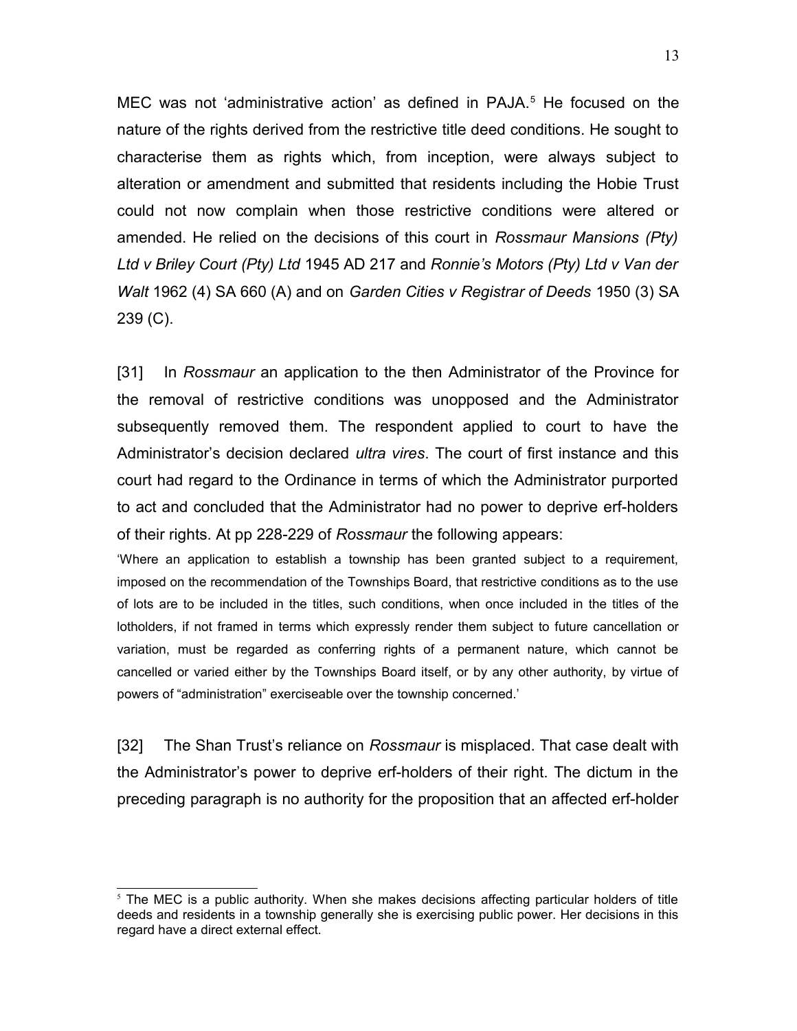MEC was not 'administrative action' as defined in PAJA.[5] He focused on the nature of the rights derived from the restrictive title deed conditions. He sought to characterise them as rights which, from inception, were always subject to alteration or amendment and submitted that residents including the Hobie Trust could not now complain when those restrictive conditions were altered or amended. He relied on the decisions of this court in *Rossmaur Mansions (Pty) Ltd v Briley Court (Pty) Ltd* 1945 AD 217 and *Ronnie's Motors (Pty) Ltd v Van der Walt* 1962 (4) SA 660 (A) and on *Garden Cities v Registrar of Deeds* 1950 (3) SA 239 (C).

[31] In *Rossmaur* an application to the then Administrator of the Province for the removal of restrictive conditions was unopposed and the Administrator subsequently removed them. The respondent applied to court to have the Administrator's decision declared *ultra vires*. The court of first instance and this court had regard to the Ordinance in terms of which the Administrator purported to act and concluded that the Administrator had no power to deprive erf-holders of their rights. At pp 228-229 of *Rossmaur* the following appears:

'Where an application to establish a township has been granted subject to a requirement, imposed on the recommendation of the Townships Board, that restrictive conditions as to the use of lots are to be included in the titles, such conditions, when once included in the titles of the lotholders, if not framed in terms which expressly render them subject to future cancellation or variation, must be regarded as conferring rights of a permanent nature, which cannot be cancelled or varied either by the Townships Board itself, or by any other authority, by virtue of powers of "administration" exerciseable over the township concerned.'

[32] The Shan Trust's reliance on *Rossmaur* is misplaced. That case dealt with the Administrator's power to deprive erf-holders of their right. The dictum in the preceding paragraph is no authority for the proposition that an affected erf-holder

---

[5] The MEC is a public authority. When she makes decisions affecting particular holders of title deeds and residents in a township generally she is exercising public power. Her decisions in this regard have a direct external effect.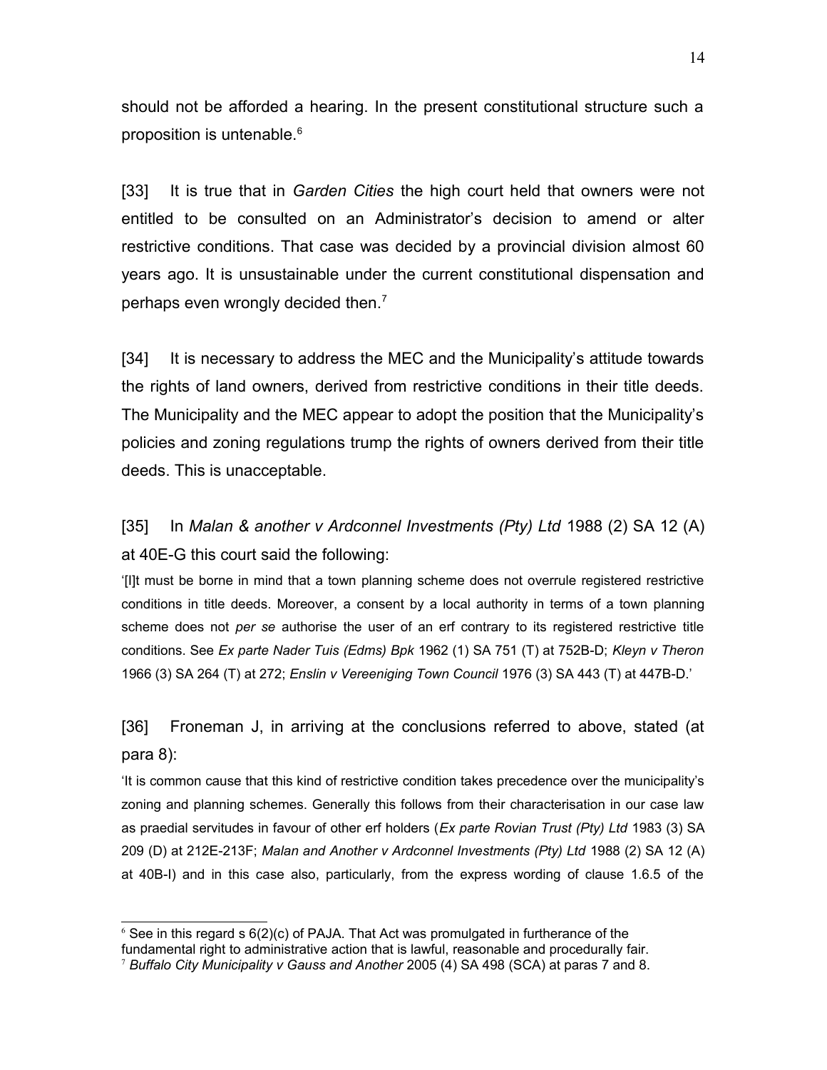should not be afforded a hearing. In the present constitutional structure such a proposition is untenable.[6]

[33] It is true that in *Garden Cities* the high court held that owners were not entitled to be consulted on an Administrator's decision to amend or alter restrictive conditions. That case was decided by a provincial division almost 60 years ago. It is unsustainable under the current constitutional dispensation and perhaps even wrongly decided then.[7]

[34] It is necessary to address the MEC and the Municipality's attitude towards the rights of land owners, derived from restrictive conditions in their title deeds. The Municipality and the MEC appear to adopt the position that the Municipality's policies and zoning regulations trump the rights of owners derived from their title deeds. This is unacceptable.

[35] In *Malan & another v Ardconnel Investments (Pty) Ltd* 1988 (2) SA 12 (A) at 40E-G this court said the following:

> '[I]t must be borne in mind that a town planning scheme does not overrule registered restrictive conditions in title deeds. Moreover, a consent by a local authority in terms of a town planning scheme does not *per se* authorise the user of an erf contrary to its registered restrictive title conditions. See *Ex parte Nader Tuis (Edms) Bpk* 1962 (1) SA 751 (T) at 752B-D; *Kleyn v Theron* 1966 (3) SA 264 (T) at 272; *Enslin v Vereeniging Town Council* 1976 (3) SA 443 (T) at 447B-D.'

[36] Froneman J, in arriving at the conclusions referred to above, stated (at para 8):

> 'It is common cause that this kind of restrictive condition takes precedence over the municipality's zoning and planning schemes. Generally this follows from their characterisation in our case law as praedial servitudes in favour of other erf holders (*Ex parte Rovian Trust (Pty) Ltd* 1983 (3) SA 209 (D) at 212E-213F; *Malan and Another v Ardconnel Investments (Pty) Ltd* 1988 (2) SA 12 (A) at 40B-I) and in this case also, particularly, from the express wording of clause 1.6.5 of the

---

[6] See in this regard s 6(2)(c) of PAJA. That Act was promulgated in furtherance of the fundamental right to administrative action that is lawful, reasonable and procedurally fair.

[7] *Buffalo City Municipality v Gauss and Another* 2005 (4) SA 498 (SCA) at paras 7 and 8.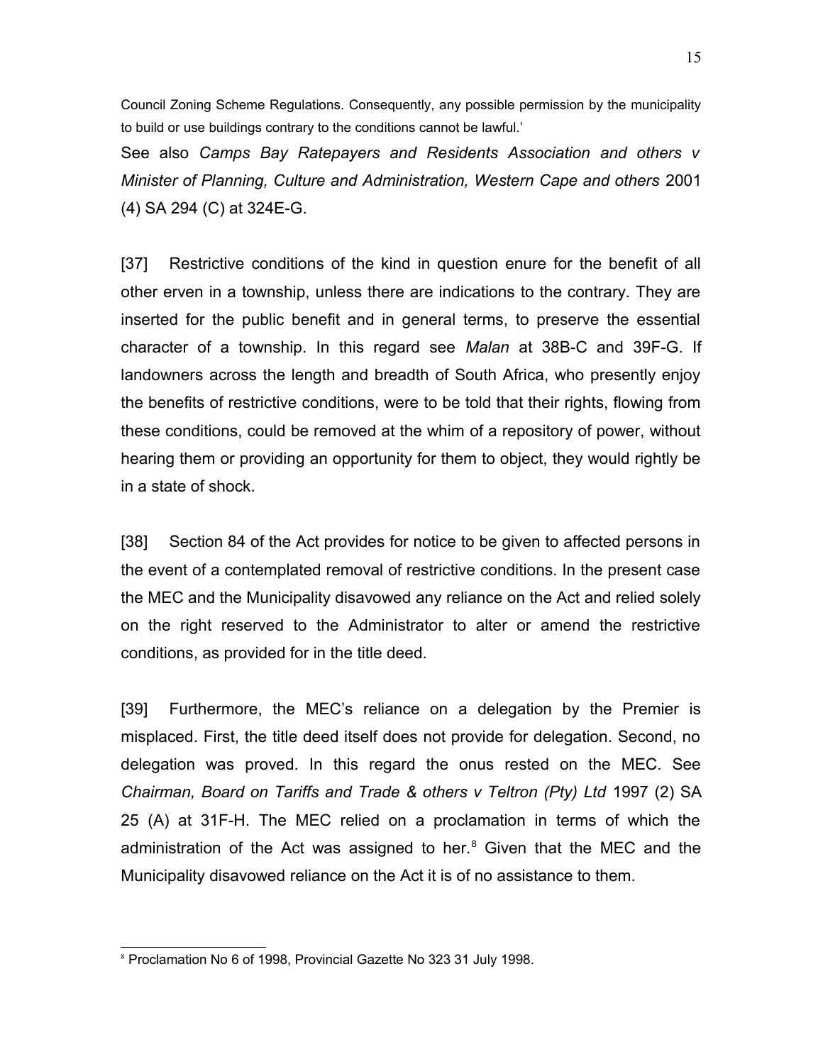Council Zoning Scheme Regulations. Consequently, any possible permission by the municipality to build or use buildings contrary to the conditions cannot be lawful.'

See also *Camps Bay Ratepayers and Residents Association and others v Minister of Planning, Culture and Administration, Western Cape and others* 2001 (4) SA 294 (C) at 324E-G.

[37] Restrictive conditions of the kind in question enure for the benefit of all other erven in a township, unless there are indications to the contrary. They are inserted for the public benefit and in general terms, to preserve the essential character of a township. In this regard see *Malan* at 38B-C and 39F-G. If landowners across the length and breadth of South Africa, who presently enjoy the benefits of restrictive conditions, were to be told that their rights, flowing from these conditions, could be removed at the whim of a repository of power, without hearing them or providing an opportunity for them to object, they would rightly be in a state of shock.

[38] Section 84 of the Act provides for notice to be given to affected persons in the event of a contemplated removal of restrictive conditions. In the present case the MEC and the Municipality disavowed any reliance on the Act and relied solely on the right reserved to the Administrator to alter or amend the restrictive conditions, as provided for in the title deed.

[39] Furthermore, the MEC's reliance on a delegation by the Premier is misplaced. First, the title deed itself does not provide for delegation. Second, no delegation was proved. In this regard the onus rested on the MEC. See *Chairman, Board on Tariffs and Trade & others v Teltron (Pty) Ltd* 1997 (2) SA 25 (A) at 31F-H. The MEC relied on a proclamation in terms of which the administration of the Act was assigned to her.[8] Given that the MEC and the Municipality disavowed reliance on the Act it is of no assistance to them.

---

[8] Proclamation No 6 of 1998, Provincial Gazette No 323 31 July 1998.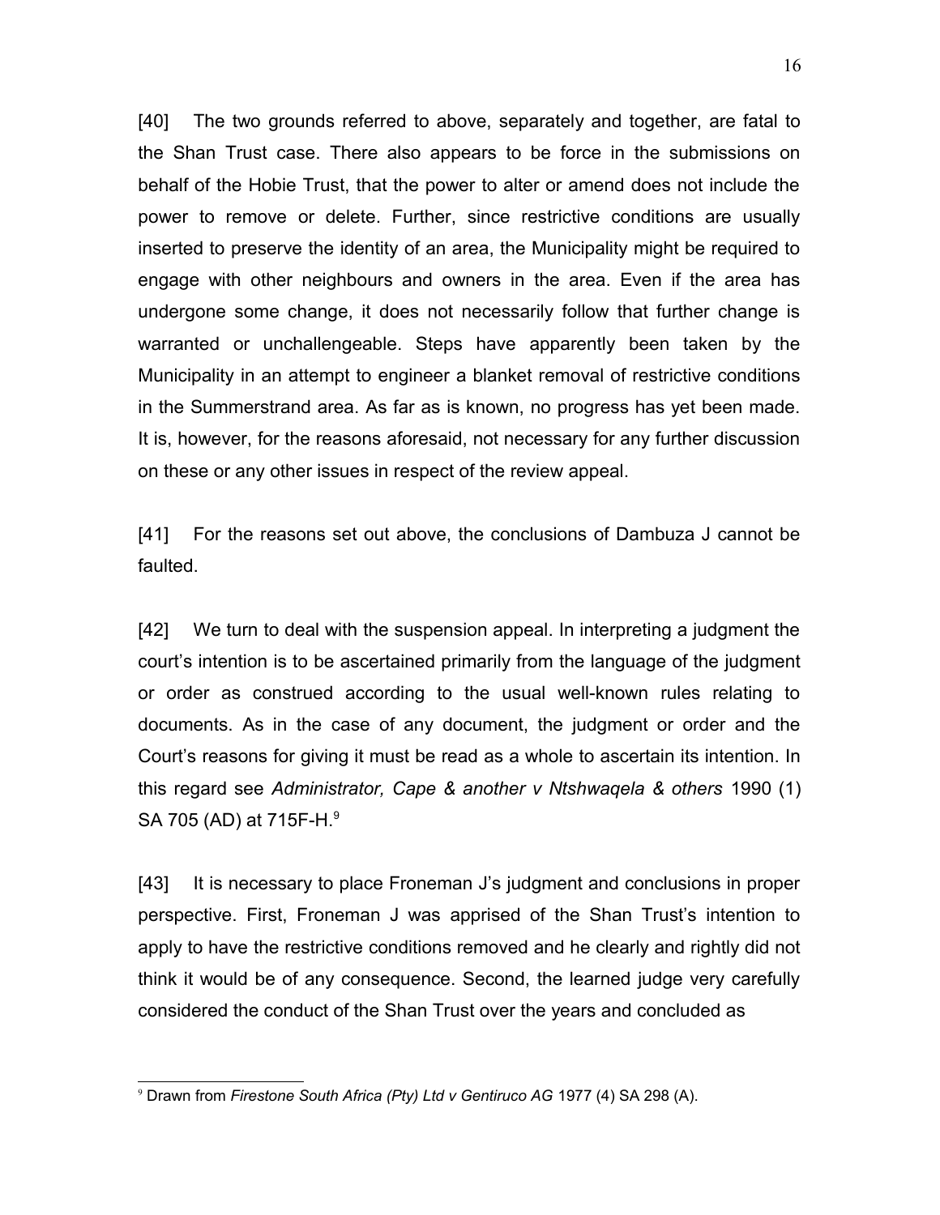[40] The two grounds referred to above, separately and together, are fatal to the Shan Trust case. There also appears to be force in the submissions on behalf of the Hobie Trust, that the power to alter or amend does not include the power to remove or delete. Further, since restrictive conditions are usually inserted to preserve the identity of an area, the Municipality might be required to engage with other neighbours and owners in the area. Even if the area has undergone some change, it does not necessarily follow that further change is warranted or unchallengeable. Steps have apparently been taken by the Municipality in an attempt to engineer a blanket removal of restrictive conditions in the Summerstrand area. As far as is known, no progress has yet been made. It is, however, for the reasons aforesaid, not necessary for any further discussion on these or any other issues in respect of the review appeal.

[41] For the reasons set out above, the conclusions of Dambuza J cannot be faulted.

[42] We turn to deal with the suspension appeal. In interpreting a judgment the court's intention is to be ascertained primarily from the language of the judgment or order as construed according to the usual well-known rules relating to documents. As in the case of any document, the judgment or order and the Court's reasons for giving it must be read as a whole to ascertain its intention. In this regard see *Administrator, Cape & another v Ntshwaqela & others* 1990 (1) SA 705 (AD) at 715F-H.[9]

[43] It is necessary to place Froneman J's judgment and conclusions in proper perspective. First, Froneman J was apprised of the Shan Trust's intention to apply to have the restrictive conditions removed and he clearly and rightly did not think it would be of any consequence. Second, the learned judge very carefully considered the conduct of the Shan Trust over the years and concluded as

[9] Drawn from *Firestone South Africa (Pty) Ltd v Gentiruco AG* 1977 (4) SA 298 (A).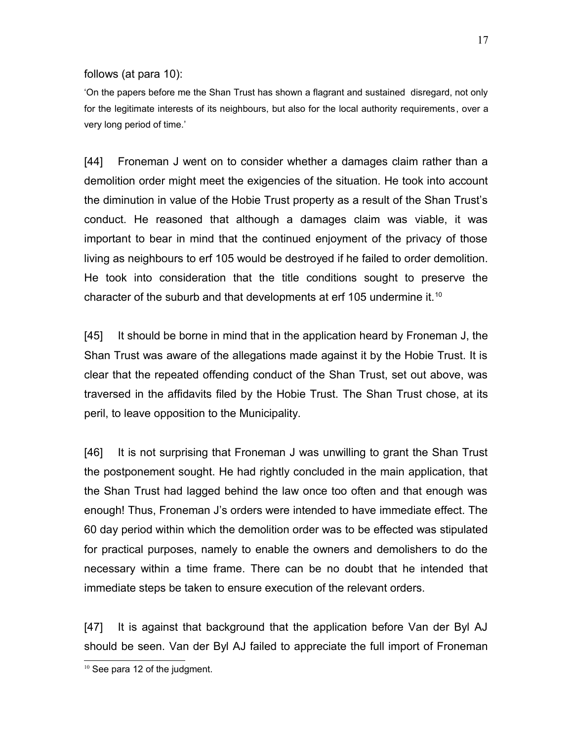follows (at para 10):

'On the papers before me the Shan Trust has shown a flagrant and sustained disregard, not only for the legitimate interests of its neighbours, but also for the local authority requirements, over a very long period of time.'

[44] Froneman J went on to consider whether a damages claim rather than a demolition order might meet the exigencies of the situation. He took into account the diminution in value of the Hobie Trust property as a result of the Shan Trust's conduct. He reasoned that although a damages claim was viable, it was important to bear in mind that the continued enjoyment of the privacy of those living as neighbours to erf 105 would be destroyed if he failed to order demolition. He took into consideration that the title conditions sought to preserve the character of the suburb and that developments at erf 105 undermine it.[10]

[45] It should be borne in mind that in the application heard by Froneman J, the Shan Trust was aware of the allegations made against it by the Hobie Trust. It is clear that the repeated offending conduct of the Shan Trust, set out above, was traversed in the affidavits filed by the Hobie Trust. The Shan Trust chose, at its peril, to leave opposition to the Municipality.

[46] It is not surprising that Froneman J was unwilling to grant the Shan Trust the postponement sought. He had rightly concluded in the main application, that the Shan Trust had lagged behind the law once too often and that enough was enough! Thus, Froneman J's orders were intended to have immediate effect. The 60 day period within which the demolition order was to be effected was stipulated for practical purposes, namely to enable the owners and demolishers to do the necessary within a time frame. There can be no doubt that he intended that immediate steps be taken to ensure execution of the relevant orders.

[47] It is against that background that the application before Van der Byl AJ should be seen. Van der Byl AJ failed to appreciate the full import of Froneman

[10] See para 12 of the judgment.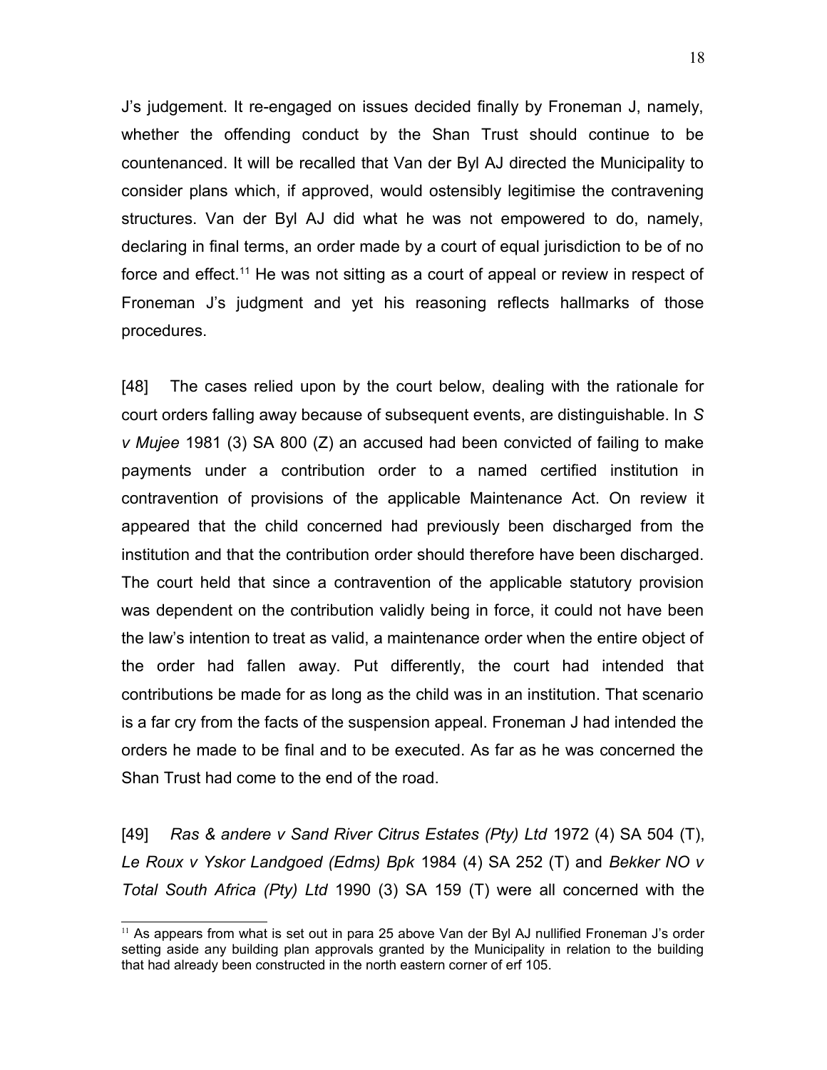J's judgement. It re-engaged on issues decided finally by Froneman J, namely, whether the offending conduct by the Shan Trust should continue to be countenanced. It will be recalled that Van der Byl AJ directed the Municipality to consider plans which, if approved, would ostensibly legitimise the contravening structures. Van der Byl AJ did what he was not empowered to do, namely, declaring in final terms, an order made by a court of equal jurisdiction to be of no force and effect.[11] He was not sitting as a court of appeal or review in respect of Froneman J's judgment and yet his reasoning reflects hallmarks of those procedures.

[48] The cases relied upon by the court below, dealing with the rationale for court orders falling away because of subsequent events, are distinguishable. In *S v Mujee* 1981 (3) SA 800 (Z) an accused had been convicted of failing to make payments under a contribution order to a named certified institution in contravention of provisions of the applicable Maintenance Act. On review it appeared that the child concerned had previously been discharged from the institution and that the contribution order should therefore have been discharged. The court held that since a contravention of the applicable statutory provision was dependent on the contribution validly being in force, it could not have been the law's intention to treat as valid, a maintenance order when the entire object of the order had fallen away. Put differently, the court had intended that contributions be made for as long as the child was in an institution. That scenario is a far cry from the facts of the suspension appeal. Froneman J had intended the orders he made to be final and to be executed. As far as he was concerned the Shan Trust had come to the end of the road.

[49] *Ras & andere v Sand River Citrus Estates (Pty) Ltd* 1972 (4) SA 504 (T), *Le Roux v Yskor Landgoed (Edms) Bpk* 1984 (4) SA 252 (T) and *Bekker NO v Total South Africa (Pty) Ltd* 1990 (3) SA 159 (T) were all concerned with the

---

[11] As appears from what is set out in para 25 above Van der Byl AJ nullified Froneman J's order setting aside any building plan approvals granted by the Municipality in relation to the building that had already been constructed in the north eastern corner of erf 105.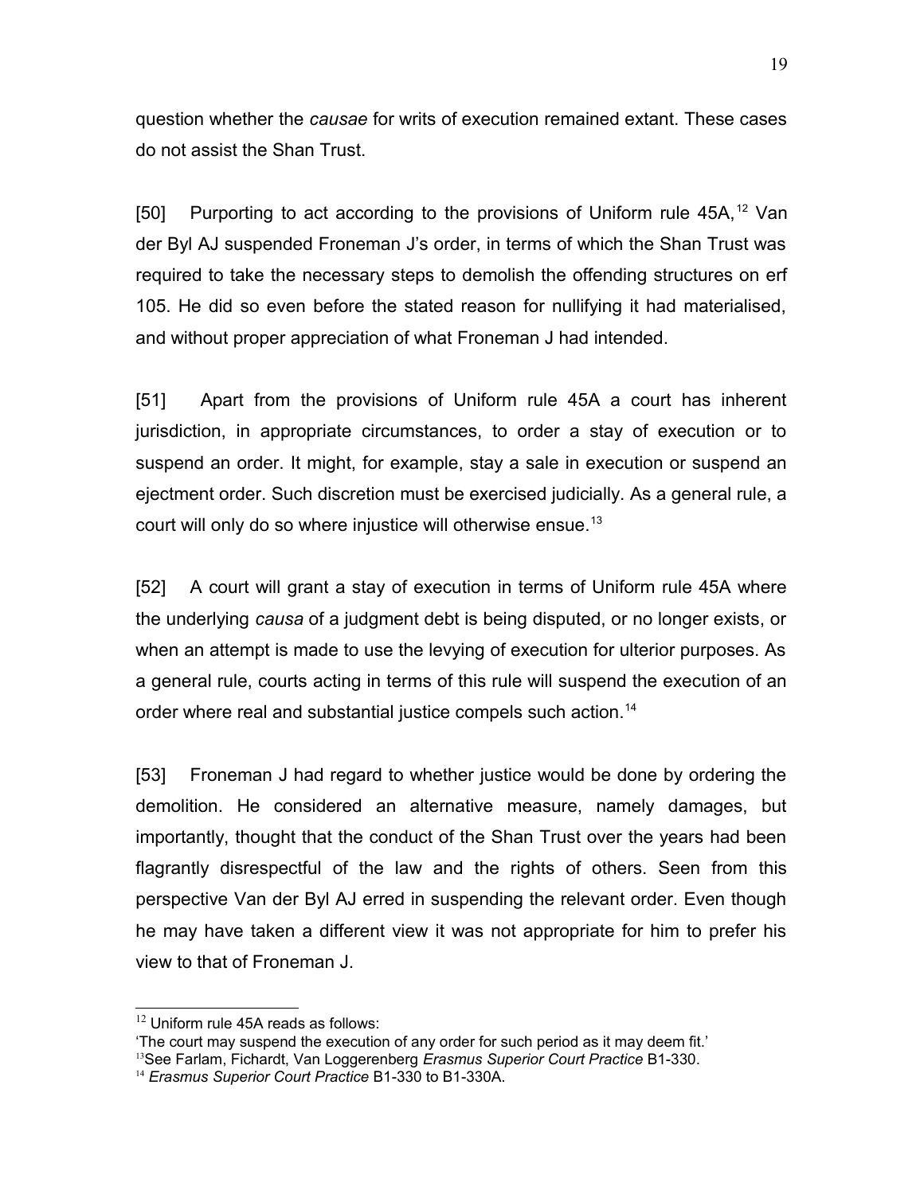question whether the *causae* for writs of execution remained extant. These cases do not assist the Shan Trust.

[50] Purporting to act according to the provisions of Uniform rule 45A,[12] Van der Byl AJ suspended Froneman J's order, in terms of which the Shan Trust was required to take the necessary steps to demolish the offending structures on erf 105. He did so even before the stated reason for nullifying it had materialised, and without proper appreciation of what Froneman J had intended.

[51] Apart from the provisions of Uniform rule 45A a court has inherent jurisdiction, in appropriate circumstances, to order a stay of execution or to suspend an order. It might, for example, stay a sale in execution or suspend an ejectment order. Such discretion must be exercised judicially. As a general rule, a court will only do so where injustice will otherwise ensue.[13]

[52] A court will grant a stay of execution in terms of Uniform rule 45A where the underlying *causa* of a judgment debt is being disputed, or no longer exists, or when an attempt is made to use the levying of execution for ulterior purposes. As a general rule, courts acting in terms of this rule will suspend the execution of an order where real and substantial justice compels such action.[14]

[53] Froneman J had regard to whether justice would be done by ordering the demolition. He considered an alternative measure, namely damages, but importantly, thought that the conduct of the Shan Trust over the years had been flagrantly disrespectful of the law and the rights of others. Seen from this perspective Van der Byl AJ erred in suspending the relevant order. Even though he may have taken a different view it was not appropriate for him to prefer his view to that of Froneman J.

---

[12] Uniform rule 45A reads as follows:
'The court may suspend the execution of any order for such period as it may deem fit.'

[13] See Farlam, Fichardt, Van Loggerenberg *Erasmus Superior Court Practice* B1-330.

[14] *Erasmus Superior Court Practice* B1-330 to B1-330A.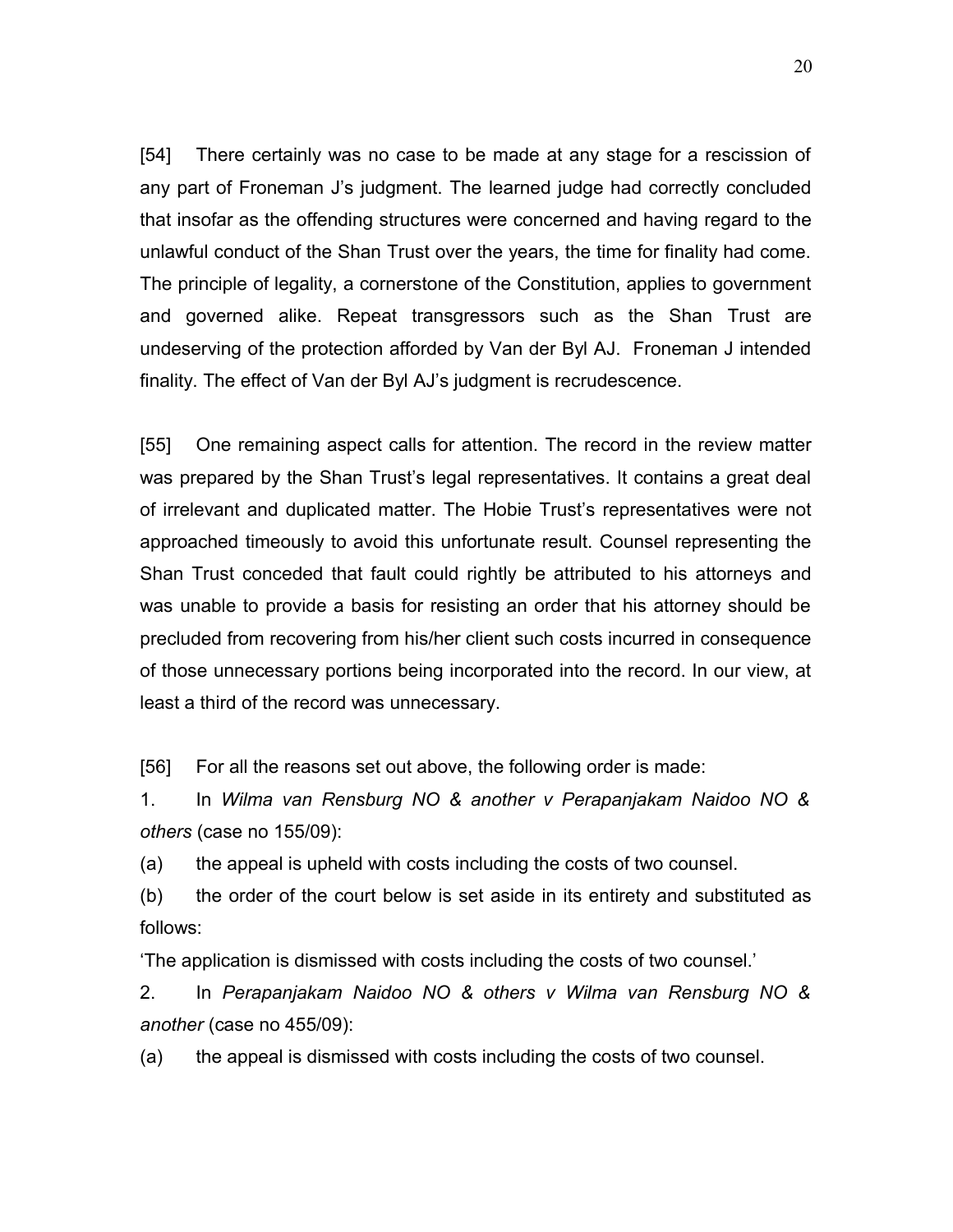[54] There certainly was no case to be made at any stage for a rescission of any part of Froneman J's judgment. The learned judge had correctly concluded that insofar as the offending structures were concerned and having regard to the unlawful conduct of the Shan Trust over the years, the time for finality had come. The principle of legality, a cornerstone of the Constitution, applies to government and governed alike. Repeat transgressors such as the Shan Trust are undeserving of the protection afforded by Van der Byl AJ. Froneman J intended finality. The effect of Van der Byl AJ's judgment is recrudescence.

[55] One remaining aspect calls for attention. The record in the review matter was prepared by the Shan Trust's legal representatives. It contains a great deal of irrelevant and duplicated matter. The Hobie Trust's representatives were not approached timeously to avoid this unfortunate result. Counsel representing the Shan Trust conceded that fault could rightly be attributed to his attorneys and was unable to provide a basis for resisting an order that his attorney should be precluded from recovering from his/her client such costs incurred in consequence of those unnecessary portions being incorporated into the record. In our view, at least a third of the record was unnecessary.

[56] For all the reasons set out above, the following order is made:

1. In *Wilma van Rensburg NO & another v Perapanjakam Naidoo NO & others* (case no 155/09):

(a) the appeal is upheld with costs including the costs of two counsel.

(b) the order of the court below is set aside in its entirety and substituted as follows:

'The application is dismissed with costs including the costs of two counsel.'

2. In *Perapanjakam Naidoo NO & others v Wilma van Rensburg NO & another* (case no 455/09):

(a) the appeal is dismissed with costs including the costs of two counsel.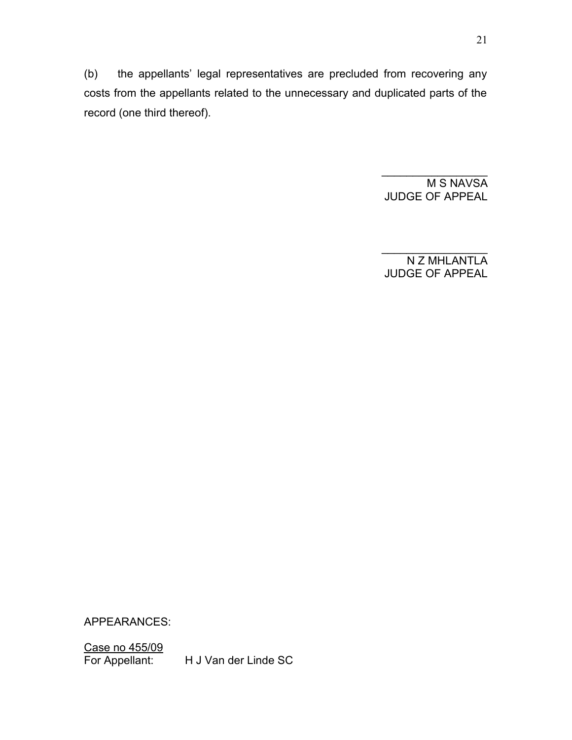(b) the appellants' legal representatives are precluded from recovering any costs from the appellants related to the unnecessary and duplicated parts of the record (one third thereof).

_________________
M S NAVSA
JUDGE OF APPEAL

_________________
N Z MHLANTLA
JUDGE OF APPEAL

APPEARANCES:

Case no 455/09
For Appellant: H J Van der Linde SC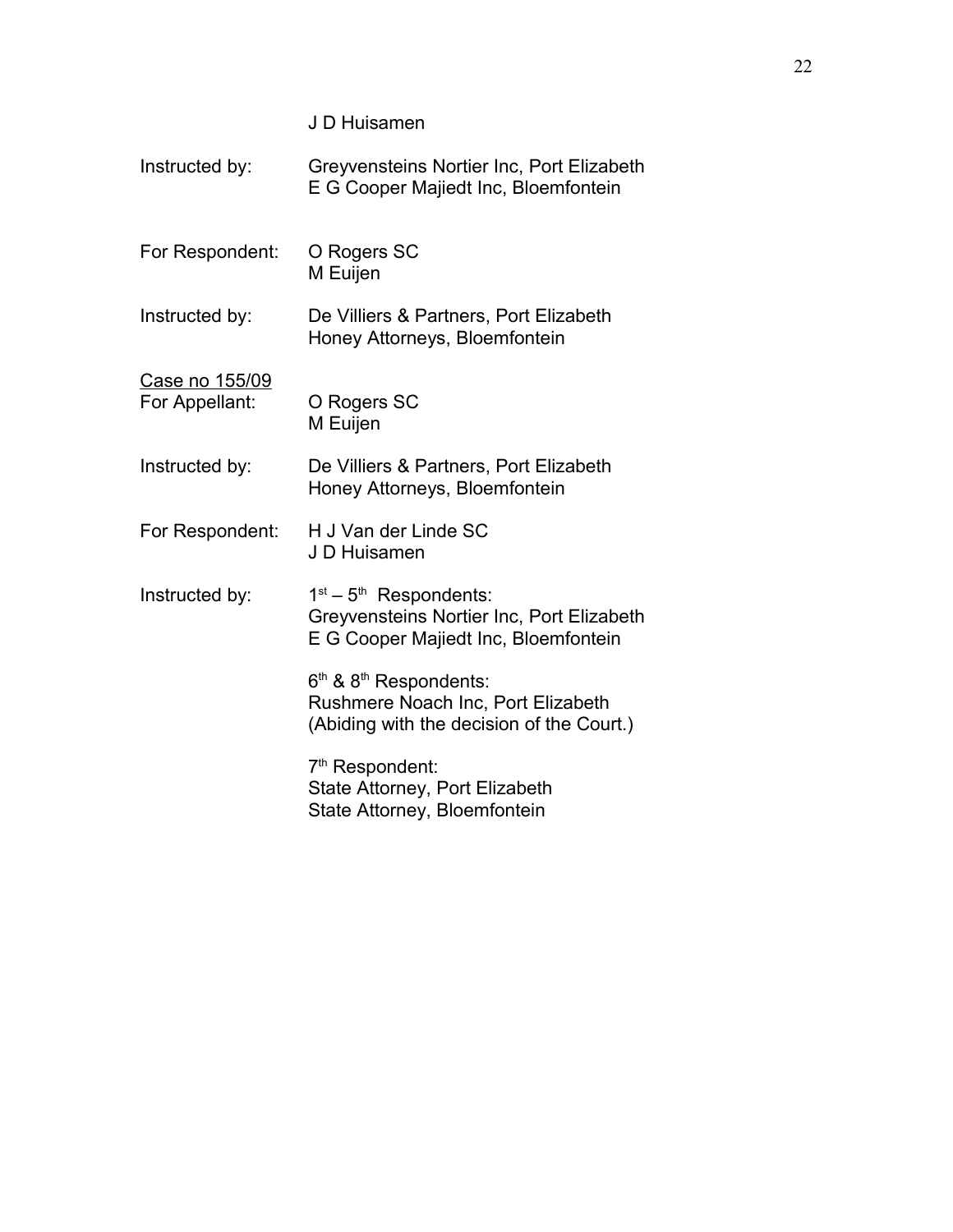J D Huisamen

Instructed by: Greyvensteins Nortier Inc, Port Elizabeth
E G Cooper Majiedt Inc, Bloemfontein

For Respondent: O Rogers SC
M Euijen

Instructed by: De Villiers & Partners, Port Elizabeth
Honey Attorneys, Bloemfontein

Case no 155/09

For Appellant: O Rogers SC
M Euijen

Instructed by: De Villiers & Partners, Port Elizabeth
Honey Attorneys, Bloemfontein

For Respondent: H J Van der Linde SC
J D Huisamen

Instructed by: 1st – 5th Respondents:
Greyvensteins Nortier Inc, Port Elizabeth
E G Cooper Majiedt Inc, Bloemfontein

6th & 8th Respondents:
Rushmere Noach Inc, Port Elizabeth
(Abiding with the decision of the Court.)

7th Respondent:
State Attorney, Port Elizabeth
State Attorney, Bloemfontein